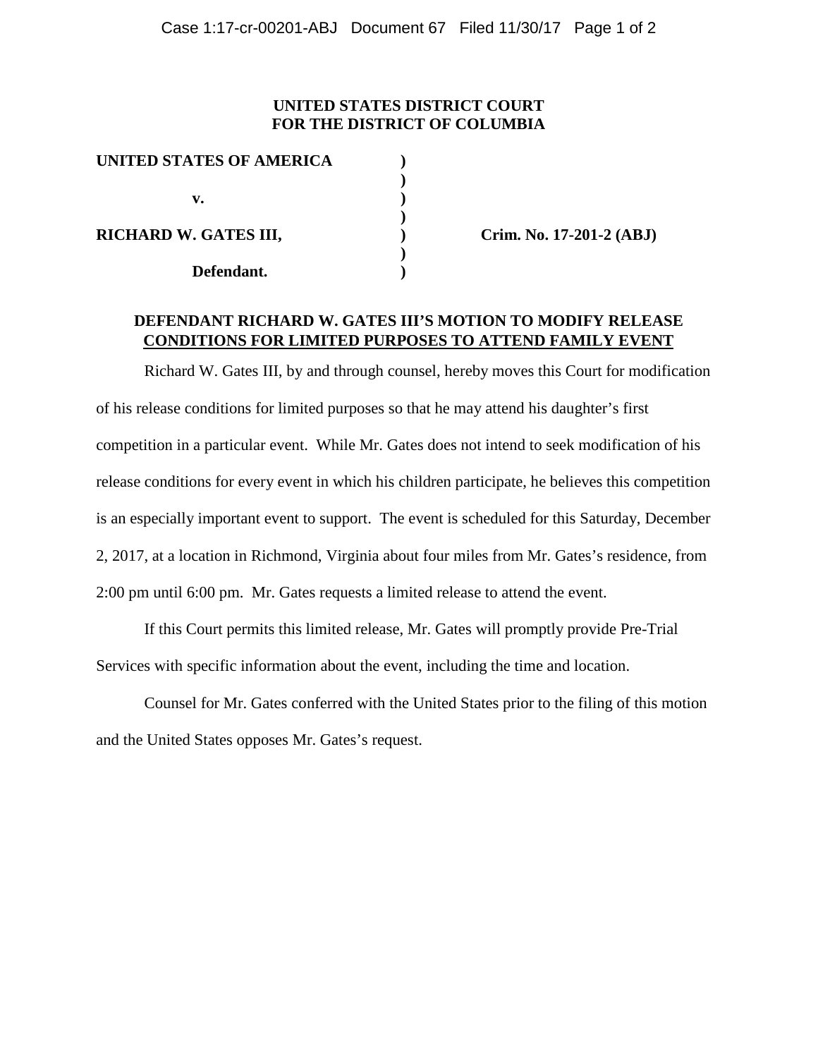**UNITED STATES DISTRICT COURT**
**FOR THE DISTRICT OF COLUMBIA**

| | | |
|---|---|---|
| **UNITED STATES OF AMERICA** | **)** | |
| | **)** | |
| **v.** | **)** | |
| | **)** | |
| **RICHARD W. GATES III,** | **)** | **Crim. No. 17-201-2 (ABJ)** |
| | **)** | |
| **Defendant.** | **)** | |

**DEFENDANT RICHARD W. GATES III'S MOTION TO MODIFY RELEASE CONDITIONS FOR LIMITED PURPOSES TO ATTEND FAMILY EVENT**

Richard W. Gates III, by and through counsel, hereby moves this Court for modification of his release conditions for limited purposes so that he may attend his daughter's first competition in a particular event. While Mr. Gates does not intend to seek modification of his release conditions for every event in which his children participate, he believes this competition is an especially important event to support. The event is scheduled for this Saturday, December 2, 2017, at a location in Richmond, Virginia about four miles from Mr. Gates's residence, from 2:00 pm until 6:00 pm. Mr. Gates requests a limited release to attend the event.

If this Court permits this limited release, Mr. Gates will promptly provide Pre-Trial Services with specific information about the event, including the time and location.

Counsel for Mr. Gates conferred with the United States prior to the filing of this motion and the United States opposes Mr. Gates's request.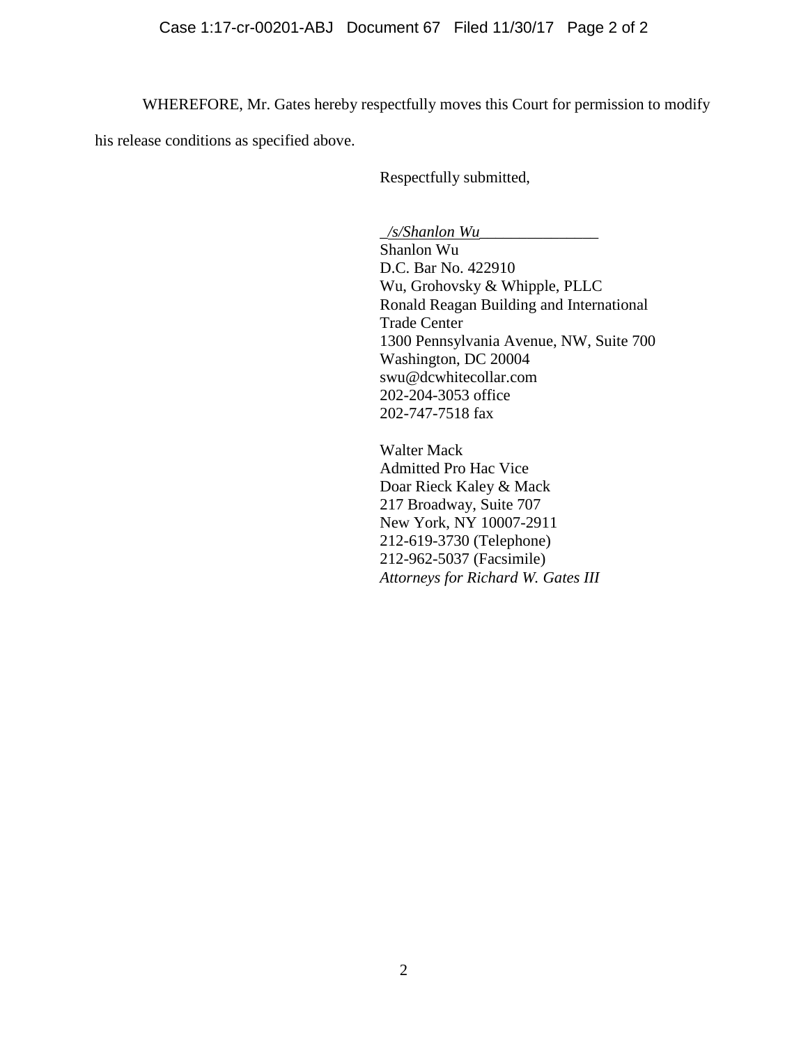WHEREFORE, Mr. Gates hereby respectfully moves this Court for permission to modify his release conditions as specified above.

Respectfully submitted,

_/s/Shanlon Wu_______________
Shanlon Wu
D.C. Bar No. 422910
Wu, Grohovsky & Whipple, PLLC
Ronald Reagan Building and International Trade Center
1300 Pennsylvania Avenue, NW, Suite 700
Washington, DC 20004
swu@dcwhitecollar.com
202-204-3053 office
202-747-7518 fax

Walter Mack
Admitted Pro Hac Vice
Doar Rieck Kaley & Mack
217 Broadway, Suite 707
New York, NY 10007-2911
212-619-3730 (Telephone)
212-962-5037 (Facsimile)
*Attorneys for Richard W. Gates III*